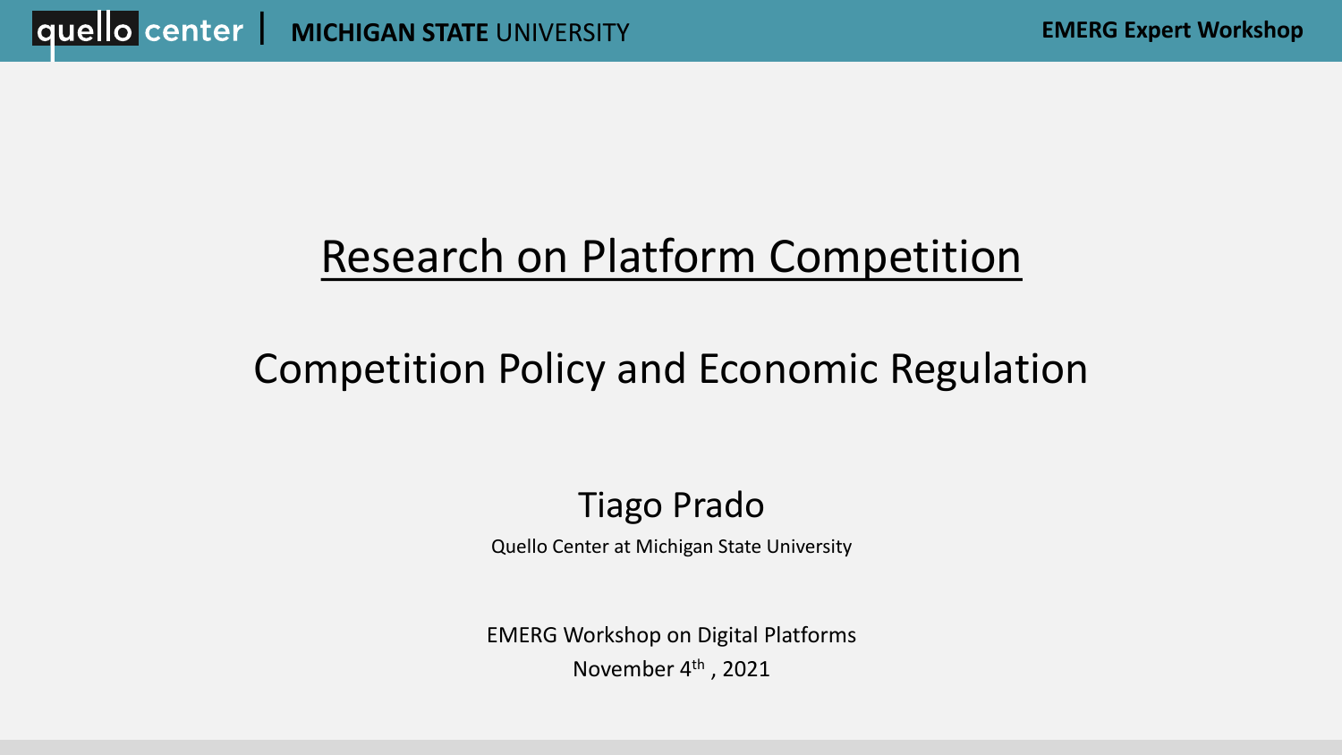# Research on Platform Competition

## Competition Policy and Economic Regulation

Tiago Prado

Quello Center at Michigan State University

EMERG Workshop on Digital Platforms

November 4th, 2021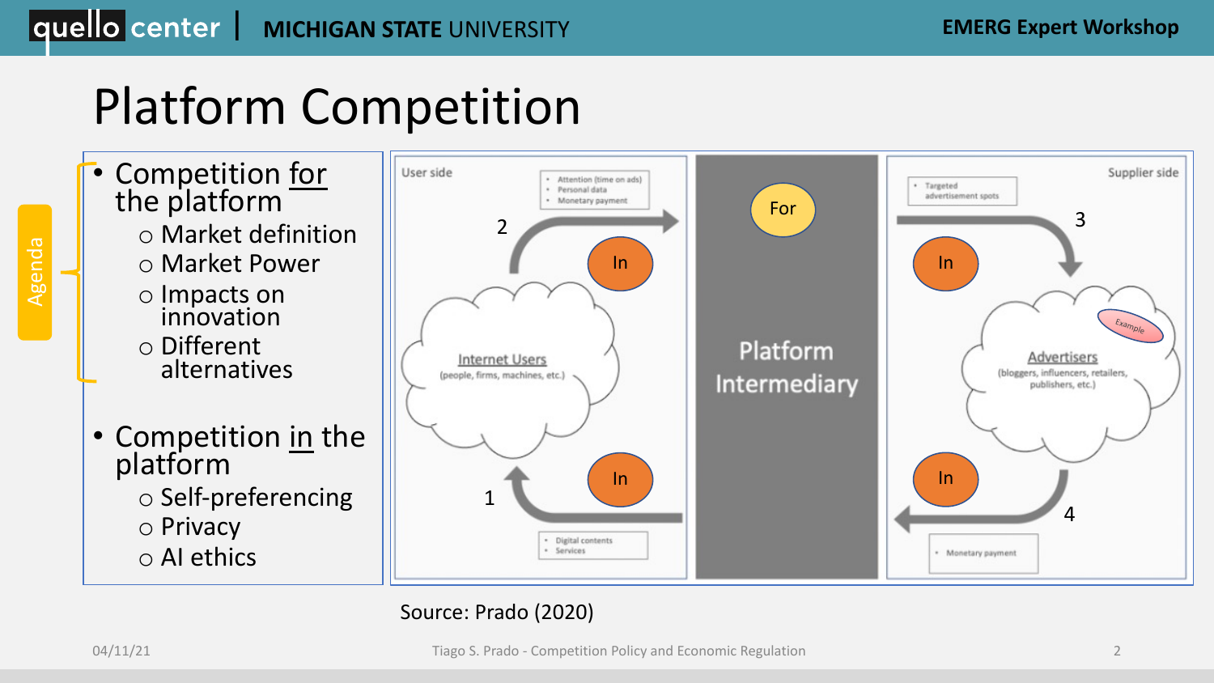# Platform Competition

**Agenda**

- Competition for the platform
  - Market definition
  - Market Power
  - Impacts on innovation
  - Different alternatives
- Competition in the platform
  - Self-preferencing
  - Privacy
  - AI ethics

User side

- Attention (time on ads)
- Personal data
- Monetary payment

2

In

Internet Users
(people, firms, machines, etc.)

1

In

- Digital contents
- Services

For

Platform Intermediary

Supplier side

- Targeted advertisement spots

3

In

Example

Advertisers
(bloggers, influencers, retailers, publishers, etc.)

In

4

- Monetary payment

Source: Prado (2020)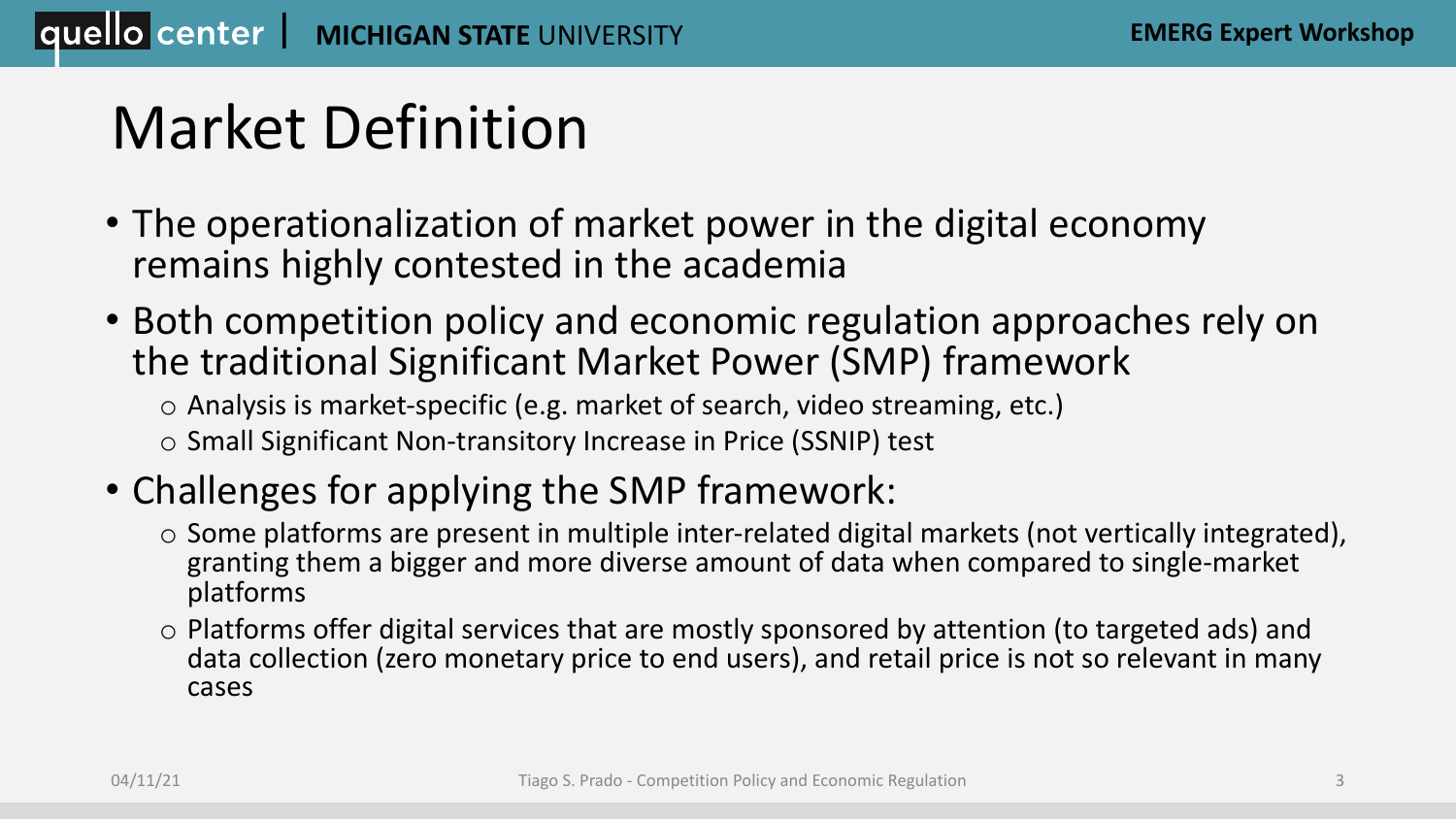# Market Definition

- The operationalization of market power in the digital economy remains highly contested in the academia
- Both competition policy and economic regulation approaches rely on the traditional Significant Market Power (SMP) framework
  - Analysis is market-specific (e.g. market of search, video streaming, etc.)
  - Small Significant Non-transitory Increase in Price (SSNIP) test
- Challenges for applying the SMP framework:
  - Some platforms are present in multiple inter-related digital markets (not vertically integrated), granting them a bigger and more diverse amount of data when compared to single-market platforms
  - Platforms offer digital services that are mostly sponsored by attention (to targeted ads) and data collection (zero monetary price to end users), and retail price is not so relevant in many cases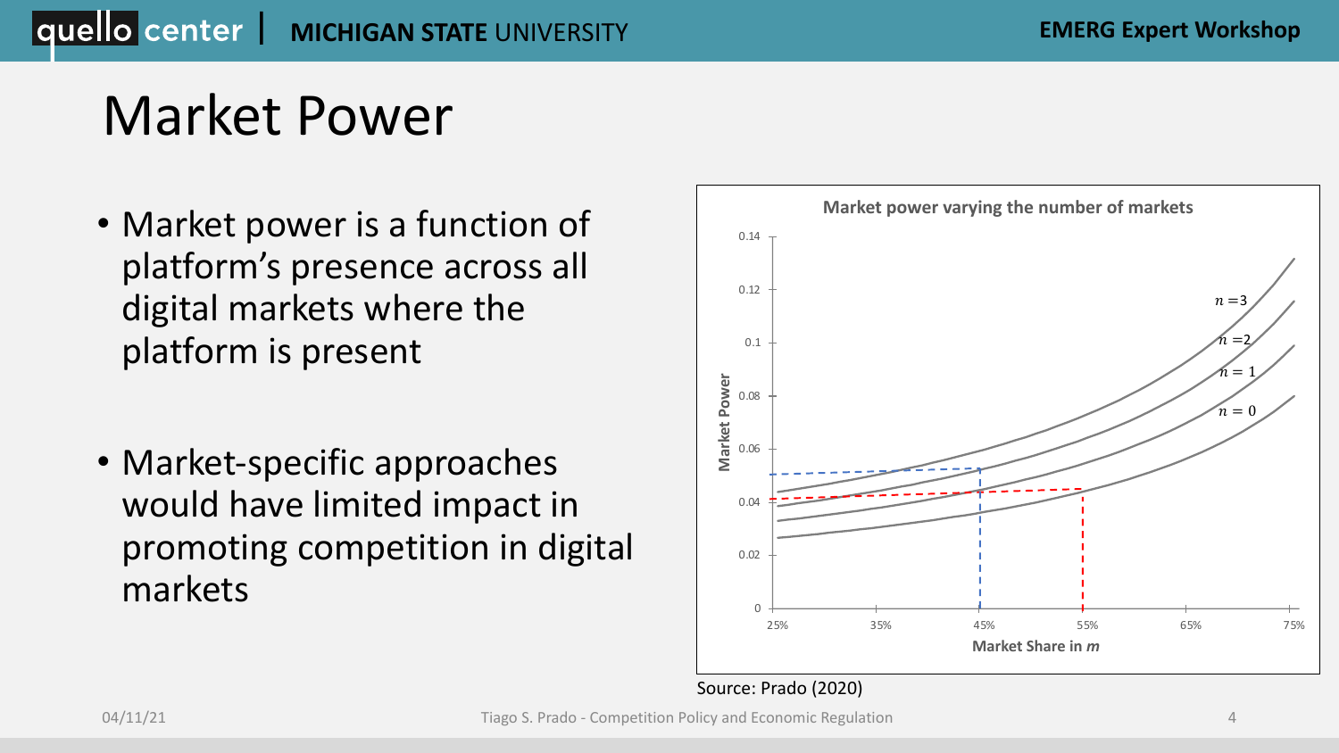# Market Power

- Market power is a function of platform's presence across all digital markets where the platform is present
- Market-specific approaches would have limited impact in promoting competition in digital markets

**Market power varying the number of markets**

Source: Prado (2020)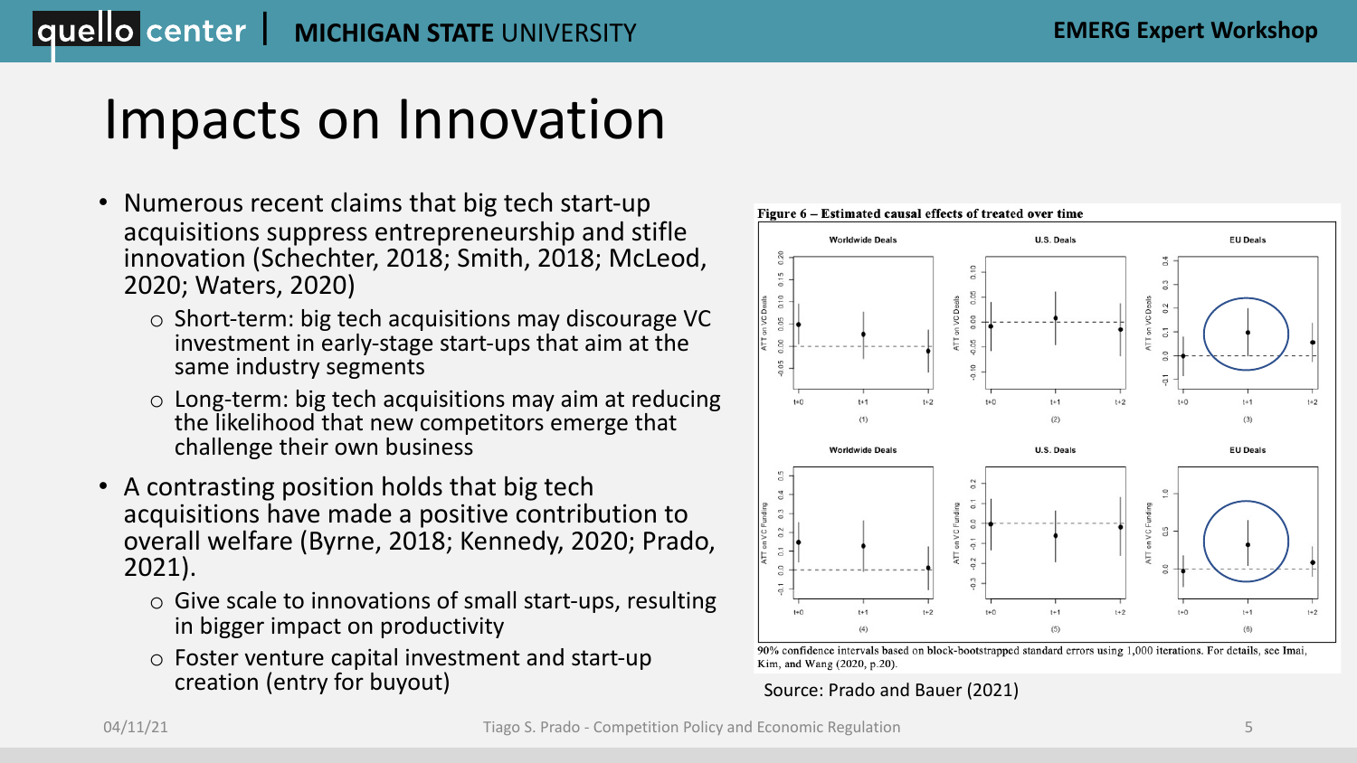# Impacts on Innovation

- Numerous recent claims that big tech start-up acquisitions suppress entrepreneurship and stifle innovation (Schechter, 2018; Smith, 2018; McLeod, 2020; Waters, 2020)
  - Short-term: big tech acquisitions may discourage VC investment in early-stage start-ups that aim at the same industry segments
  - Long-term: big tech acquisitions may aim at reducing the likelihood that new competitors emerge that challenge their own business
- A contrasting position holds that big tech acquisitions have made a positive contribution to overall welfare (Byrne, 2018; Kennedy, 2020; Prado, 2021).
  - Give scale to innovations of small start-ups, resulting in bigger impact on productivity
  - Foster venture capital investment and start-up creation (entry for buyout)

**Figure 6 – Estimated causal effects of treated over time**

90% confidence intervals based on block-bootstrapped standard errors using 1,000 iterations. For details, see Imai, Kim, and Wang (2020, p.20).

Source: Prado and Bauer (2021)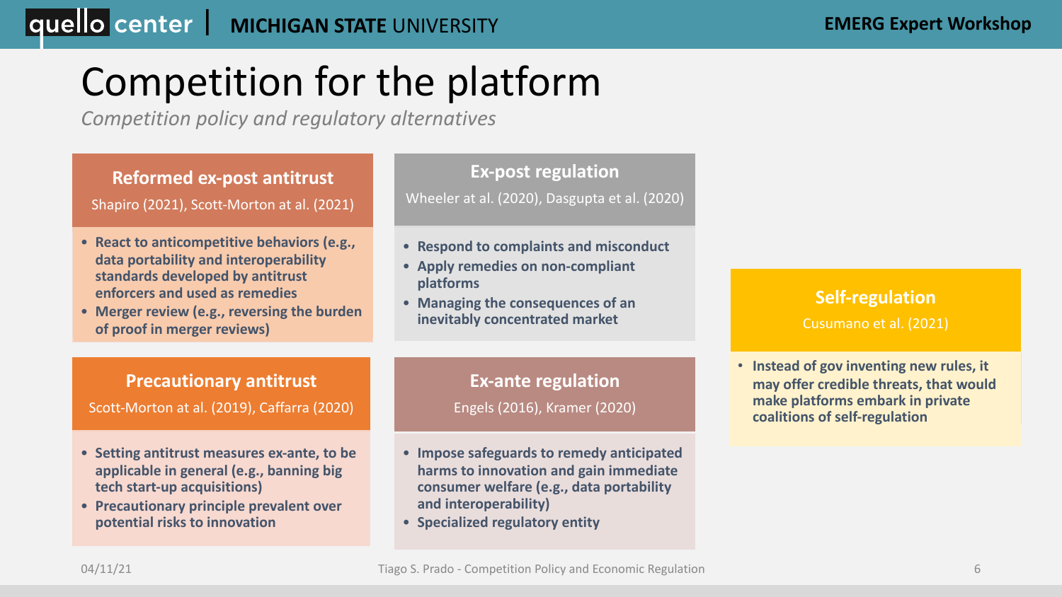# Competition for the platform

*Competition policy and regulatory alternatives*

### Reformed ex-post antitrust

Shapiro (2021), Scott-Morton at al. (2021)

- **React to anticompetitive behaviors (e.g., data portability and interoperability standards developed by antitrust enforcers and used as remedies**
- **Merger review (e.g., reversing the burden of proof in merger reviews)**

### Ex-post regulation

Wheeler at al. (2020), Dasgupta et al. (2020)

- **Respond to complaints and misconduct**
- **Apply remedies on non-compliant platforms**
- **Managing the consequences of an inevitably concentrated market**

### Precautionary antitrust

Scott-Morton at al. (2019), Caffarra (2020)

- **Setting antitrust measures ex-ante, to be applicable in general (e.g., banning big tech start-up acquisitions)**
- **Precautionary principle prevalent over potential risks to innovation**

### Ex-ante regulation

Engels (2016), Kramer (2020)

- **Impose safeguards to remedy anticipated harms to innovation and gain immediate consumer welfare (e.g., data portability and interoperability)**
- **Specialized regulatory entity**

### Self-regulation

Cusumano et al. (2021)

- **Instead of gov inventing new rules, it may offer credible threats, that would make platforms embark in private coalitions of self-regulation**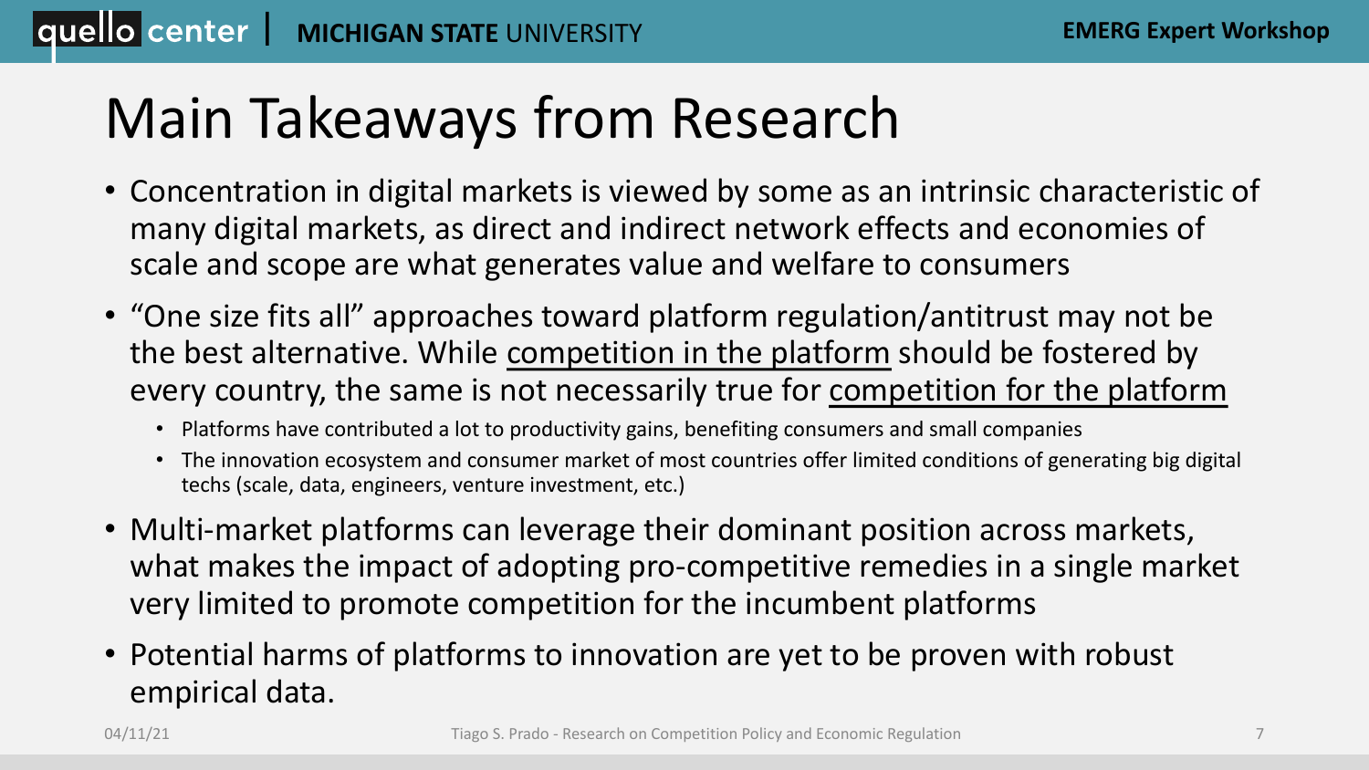# Main Takeaways from Research

- Concentration in digital markets is viewed by some as an intrinsic characteristic of many digital markets, as direct and indirect network effects and economies of scale and scope are what generates value and welfare to consumers
- "One size fits all" approaches toward platform regulation/antitrust may not be the best alternative. While <u>competition in the platform</u> should be fostered by every country, the same is not necessarily true for <u>competition for the platform</u>
  - Platforms have contributed a lot to productivity gains, benefiting consumers and small companies
  - The innovation ecosystem and consumer market of most countries offer limited conditions of generating big digital techs (scale, data, engineers, venture investment, etc.)
- Multi-market platforms can leverage their dominant position across markets, what makes the impact of adopting pro-competitive remedies in a single market very limited to promote competition for the incumbent platforms
- Potential harms of platforms to innovation are yet to be proven with robust empirical data.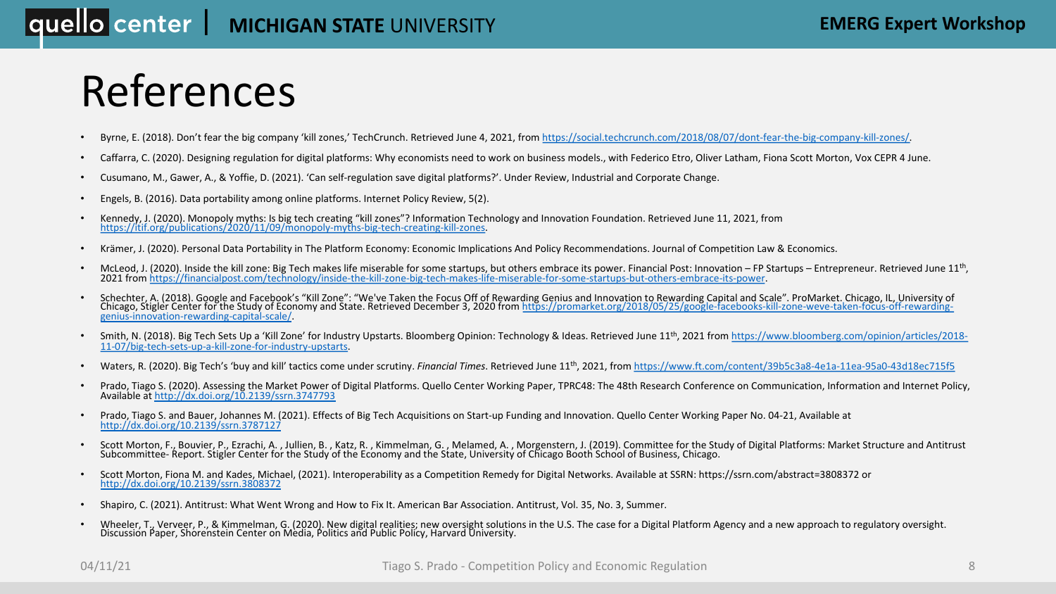# References

- Byrne, E. (2018). Don't fear the big company 'kill zones,' TechCrunch. Retrieved June 4, 2021, from https://social.techcrunch.com/2018/08/07/dont-fear-the-big-company-kill-zones/.
- Caffarra, C. (2020). Designing regulation for digital platforms: Why economists need to work on business models., with Federico Etro, Oliver Latham, Fiona Scott Morton, Vox CEPR 4 June.
- Cusumano, M., Gawer, A., & Yoffie, D. (2021). 'Can self-regulation save digital platforms?'. Under Review, Industrial and Corporate Change.
- Engels, B. (2016). Data portability among online platforms. Internet Policy Review, 5(2).
- Kennedy, J. (2020). Monopoly myths: Is big tech creating "kill zones"? Information Technology and Innovation Foundation. Retrieved June 11, 2021, from https://itif.org/publications/2020/11/09/monopoly-myths-big-tech-creating-kill-zones.
- Krämer, J. (2020). Personal Data Portability in The Platform Economy: Economic Implications And Policy Recommendations. Journal of Competition Law & Economics.
- McLeod, J. (2020). Inside the kill zone: Big Tech makes life miserable for some startups, but others embrace its power. Financial Post: Innovation – FP Startups – Entrepreneur. Retrieved June 11th, 2021 from https://financialpost.com/technology/inside-the-kill-zone-big-tech-makes-life-miserable-for-some-startups-but-others-embrace-its-power.
- Schechter, A. (2018). Google and Facebook's "Kill Zone": "We've Taken the Focus Off of Rewarding Genius and Innovation to Rewarding Capital and Scale". ProMarket. Chicago, IL, University of Chicago, Stigler Center for the Study of Economy and State. Retrieved December 3, 2020 from https://promarket.org/2018/05/25/google-facebooks-kill-zone-weve-taken-focus-off-rewarding-genius-innovation-rewarding-capital-scale/.
- Smith, N. (2018). Big Tech Sets Up a 'Kill Zone' for Industry Upstarts. Bloomberg Opinion: Technology & Ideas. Retrieved June 11th, 2021 from https://www.bloomberg.com/opinion/articles/2018-11-07/big-tech-sets-up-a-kill-zone-for-industry-upstarts.
- Waters, R. (2020). Big Tech's 'buy and kill' tactics come under scrutiny. *Financial Times*. Retrieved June 11th, 2021, from https://www.ft.com/content/39b5c3a8-4e1a-11ea-95a0-43d18ec715f5
- Prado, Tiago S. (2020). Assessing the Market Power of Digital Platforms. Quello Center Working Paper, TPRC48: The 48th Research Conference on Communication, Information and Internet Policy, Available at http://dx.doi.org/10.2139/ssrn.3747793
- Prado, Tiago S. and Bauer, Johannes M. (2021). Effects of Big Tech Acquisitions on Start-up Funding and Innovation. Quello Center Working Paper No. 04-21, Available at http://dx.doi.org/10.2139/ssrn.3787127
- Scott Morton, F., Bouvier, P., Ezrachi, A. , Jullien, B. , Katz, R. , Kimmelman, G. , Melamed, A. , Morgenstern, J. (2019). Committee for the Study of Digital Platforms: Market Structure and Antitrust Subcommittee- Report. Stigler Center for the Study of the Economy and the State, University of Chicago Booth School of Business, Chicago.
- Scott Morton, Fiona M. and Kades, Michael, (2021). Interoperability as a Competition Remedy for Digital Networks. Available at SSRN: https://ssrn.com/abstract=3808372 or http://dx.doi.org/10.2139/ssrn.3808372
- Shapiro, C. (2021). Antitrust: What Went Wrong and How to Fix It. American Bar Association. Antitrust, Vol. 35, No. 3, Summer.
- Wheeler, T., Verveer, P., & Kimmelman, G. (2020). New digital realities; new oversight solutions in the U.S. The case for a Digital Platform Agency and a new approach to regulatory oversight. Discussion Paper, Shorenstein Center on Media, Politics and Public Policy, Harvard University.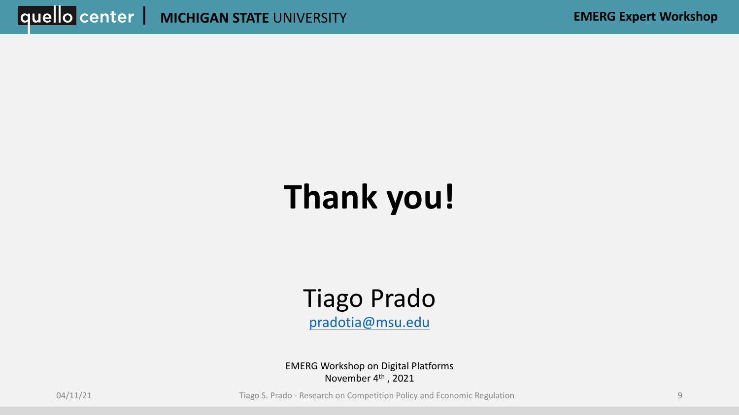# Thank you!

Tiago Prado

pradotia@msu.edu

EMERG Workshop on Digital Platforms

November 4th , 2021